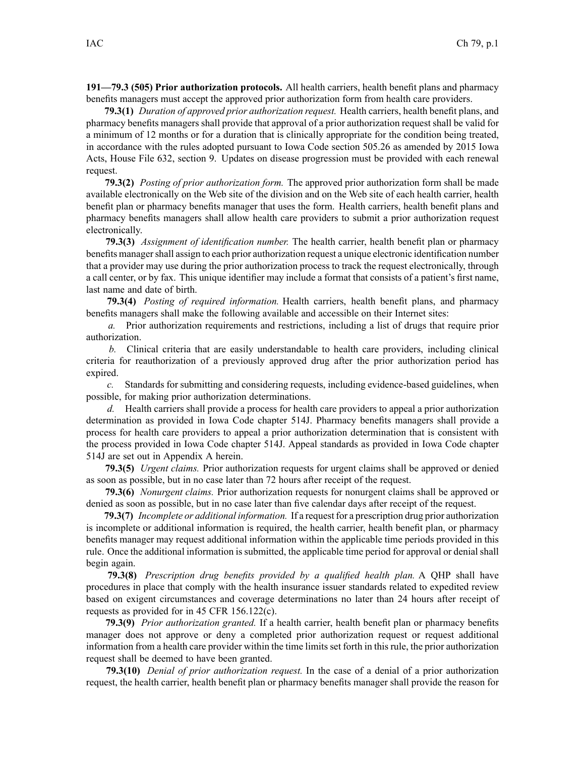**191—79.3 (505) Prior authorization protocols.** All health carriers, health benefit plans and pharmacy benefits managers must accept the approved prior authorization form from health care providers.

**79.3(1)** *Duration of approved prior authorization request.* Health carriers, health benefit plans, and pharmacy benefits managers shall provide that approval of a prior authorization request shall be valid for a minimum of 12 months or for a duration that is clinically appropriate for the condition being treated, in accordance with the rules adopted pursuant to Iowa Code section 505.26 as amended by 2015 Iowa Acts, House File 632, section 9. Updates on disease progression must be provided with each renewal request.

**79.3(2)** *Posting of prior authorization form.* The approved prior authorization form shall be made available electronically on the Web site of the division and on the Web site of each health carrier, health benefit plan or pharmacy benefits manager that uses the form. Health carriers, health benefit plans and pharmacy benefits managers shall allow health care providers to submit a prior authorization request electronically.

**79.3(3)** *Assignment of identification number.* The health carrier, health benefit plan or pharmacy benefits manager shall assign to each prior authorization request a unique electronic identification number that a provider may use during the prior authorization process to track the request electronically, through a call center, or by fax. This unique identifier may include a format that consists of a patient's first name, last name and date of birth.

**79.3(4)** *Posting of required information.* Health carriers, health benefit plans, and pharmacy benefits managers shall make the following available and accessible on their Internet sites:

*a.* Prior authorization requirements and restrictions, including a list of drugs that require prior authorization.

*b.* Clinical criteria that are easily understandable to health care providers, including clinical criteria for reauthorization of a previously approved drug after the prior authorization period has expired.

*c.* Standards for submitting and considering requests, including evidence-based guidelines, when possible, for making prior authorization determinations.

*d.* Health carriers shall provide a process for health care providers to appeal a prior authorization determination as provided in Iowa Code chapter 514J. Pharmacy benefits managers shall provide a process for health care providers to appeal a prior authorization determination that is consistent with the process provided in Iowa Code chapter 514J. Appeal standards as provided in Iowa Code chapter 514J are set out in Appendix A herein.

**79.3(5)** *Urgent claims.* Prior authorization requests for urgent claims shall be approved or denied as soon as possible, but in no case later than 72 hours after receipt of the request.

**79.3(6)** *Nonurgent claims.* Prior authorization requests for nonurgent claims shall be approved or denied as soon as possible, but in no case later than five calendar days after receipt of the request.

**79.3(7)** *Incomplete or additional information.* If a request for a prescription drug prior authorization is incomplete or additional information is required, the health carrier, health benefit plan, or pharmacy benefits manager may request additional information within the applicable time periods provided in this rule. Once the additional information is submitted, the applicable time period for approval or denial shall begin again.

**79.3(8)** *Prescription drug benefits provided by a qualified health plan.* A QHP shall have procedures in place that comply with the health insurance issuer standards related to expedited review based on exigent circumstances and coverage determinations no later than 24 hours after receipt of requests as provided for in 45 CFR 156.122(c).

**79.3(9)** *Prior authorization granted.* If a health carrier, health benefit plan or pharmacy benefits manager does not approve or deny a completed prior authorization request or request additional information from a health care provider within the time limits set forth in this rule, the prior authorization request shall be deemed to have been granted.

**79.3(10)** *Denial of prior authorization request.* In the case of a denial of a prior authorization request, the health carrier, health benefit plan or pharmacy benefits manager shall provide the reason for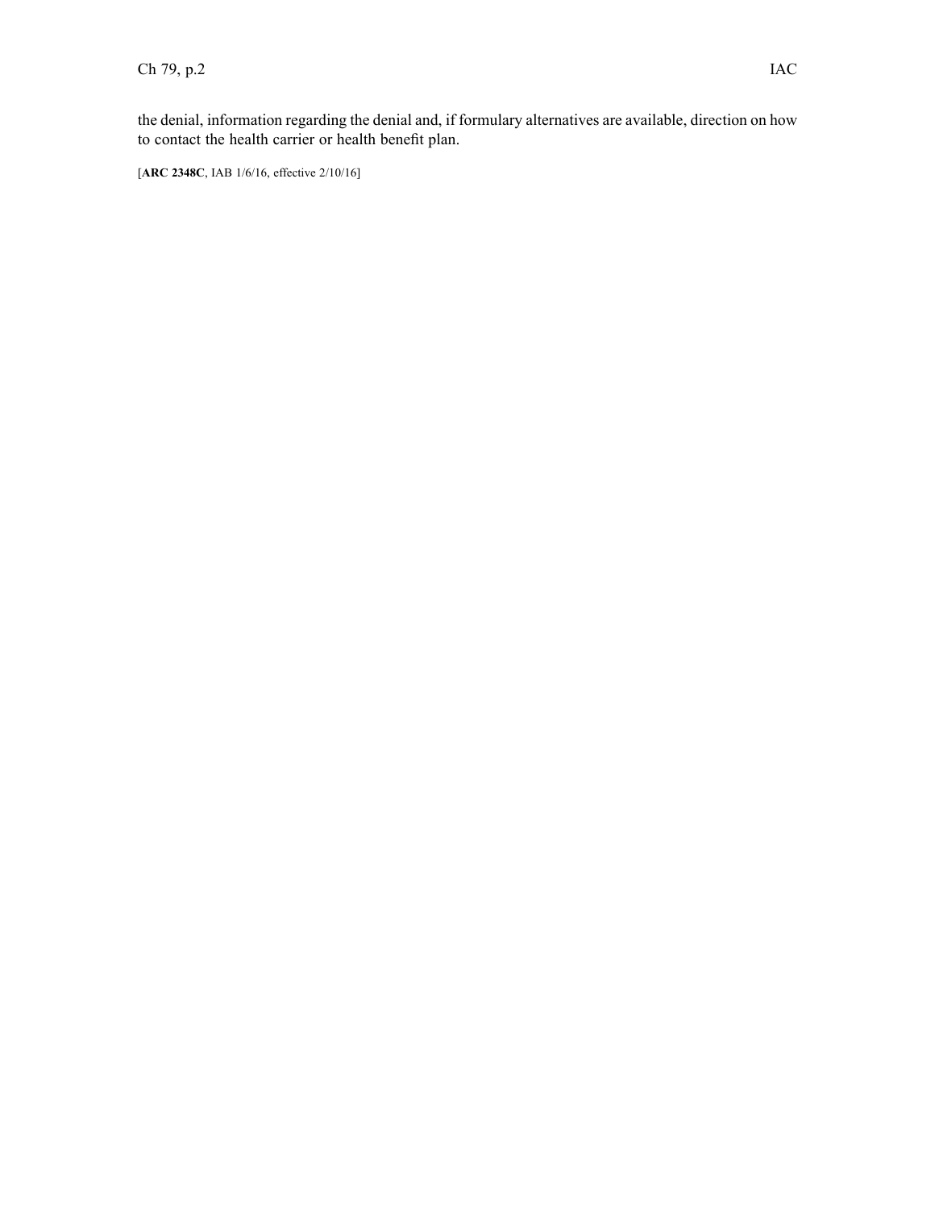the denial, information regarding the denial and, if formulary alternatives are available, direction on how to contact the health carrier or health benefit plan.

[**ARC 2348C**, IAB 1/6/16, effective 2/10/16]